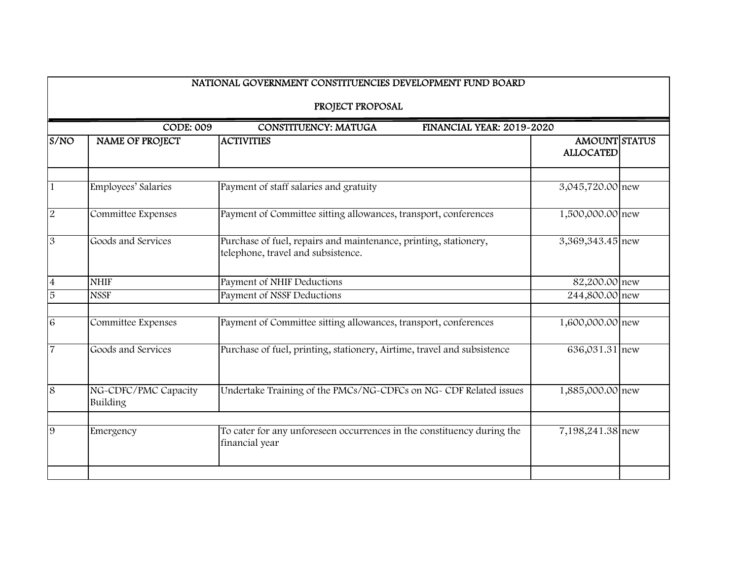# NATIONAL GOVERNMENT CONSTITUENCIES DEVELOPMENT FUND BOARD

## PROJECT PROPOSAL

**CODE: 009** **CONSTITUENCY: MATUGA** **FINANCIAL YEAR: 2019-2020**

| S/NO | NAME OF PROJECT | ACTIVITIES | AMOUNT ALLOCATED | STATUS |
|---|---|---|---|---|
| | | | | |
| 1 | Employees' Salaries | Payment of staff salaries and gratuity | 3,045,720.00 | new |
| 2 | Committee Expenses | Payment of Committee sitting allowances, transport, conferences | 1,500,000.00 | new |
| 3 | Goods and Services | Purchase of fuel, repairs and maintenance, printing, stationery, telephone, travel and subsistence. | 3,369,343.45 | new |
| 4 | NHIF | Payment of NHIF Deductions | 82,200.00 | new |
| 5 | NSSF | Payment of NSSF Deductions | 244,800.00 | new |
| | | | | |
| 6 | Committee Expenses | Payment of Committee sitting allowances, transport, conferences | 1,600,000.00 | new |
| 7 | Goods and Services | Purchase of fuel, printing, stationery, Airtime, travel and subsistence | 636,031.31 | new |
| 8 | NG-CDFC/PMC Capacity Building | Undertake Training of the PMCs/NG-CDFCs on NG- CDF Related issues | 1,885,000.00 | new |
| | | | | |
| 9 | Emergency | To cater for any unforeseen occurrences in the constituency during the financial year | 7,198,241.38 | new |
| | | | | |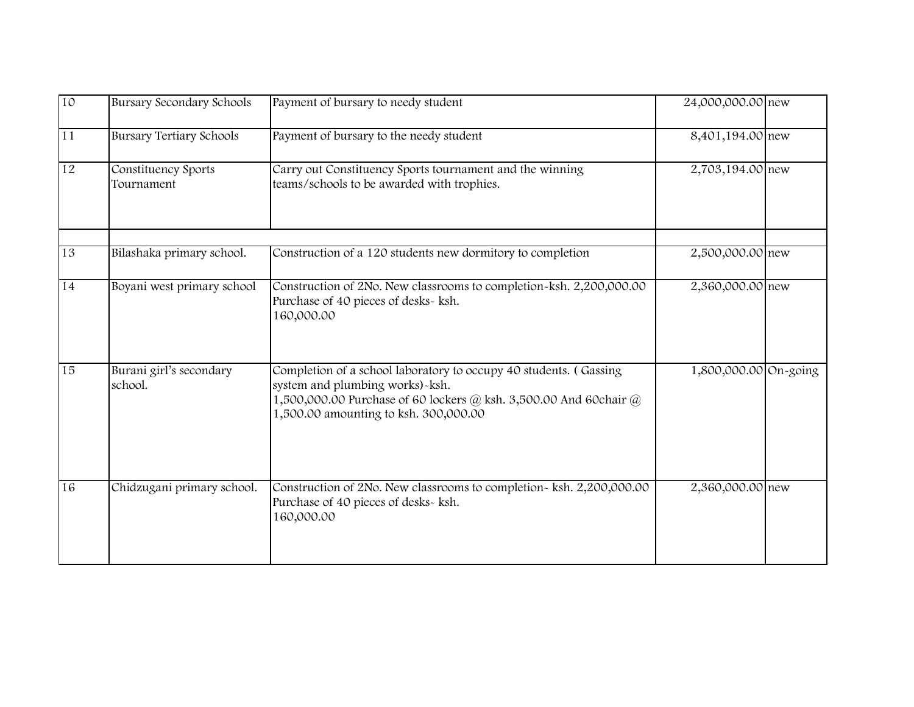| | | | | |
|---|---|---|---|---|
| 10 | Bursary Secondary Schools | Payment of bursary to needy student | 24,000,000.00 | new |
| 11 | Bursary Tertiary Schools | Payment of bursary to the needy student | 8,401,194.00 | new |
| 12 | Constituency Sports Tournament | Carry out Constituency Sports tournament and the winning teams/schools to be awarded with trophies. | 2,703,194.00 | new |
| | | | | |
| 13 | Bilashaka primary school. | Construction of a 120 students new dormitory to completion | 2,500,000.00 | new |
| 14 | Boyani west primary school | Construction of 2No. New classrooms to completion-ksh. 2,200,000.00 Purchase of 40 pieces of desks- ksh. 160,000.00 | 2,360,000.00 | new |
| 15 | Burani girl's secondary school. | Completion of a school laboratory to occupy 40 students. ( Gassing system and plumbing works)-ksh. 1,500,000.00 Purchase of 60 lockers @ ksh. 3,500.00 And 60chair @ 1,500.00 amounting to ksh. 300,000.00 | 1,800,000.00 | On-going |
| 16 | Chidzugani primary school. | Construction of 2No. New classrooms to completion- ksh. 2,200,000.00 Purchase of 40 pieces of desks- ksh. 160,000.00 | 2,360,000.00 | new |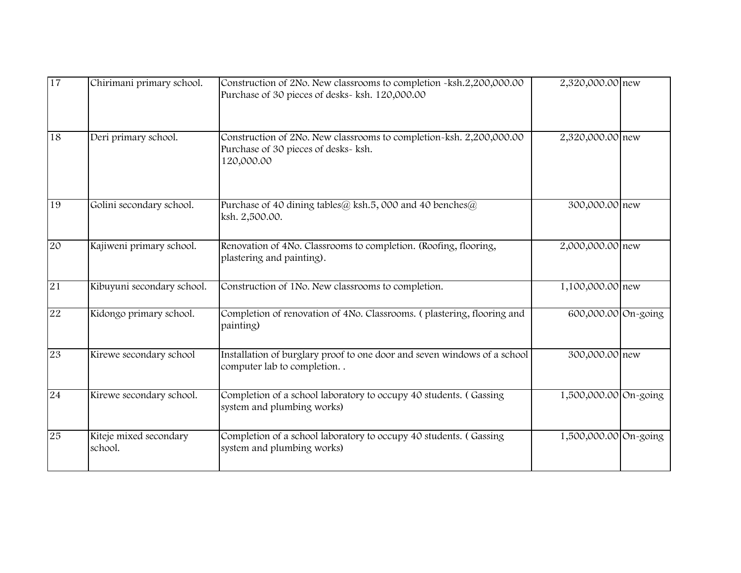| 17 | Chirimani primary school. | Construction of 2No. New classrooms to completion -ksh.2,200,000.00 Purchase of 30 pieces of desks- ksh. 120,000.00 | 2,320,000.00 | new |
|---|---|---|---|---|
| 18 | Deri primary school. | Construction of 2No. New classrooms to completion-ksh. 2,200,000.00 Purchase of 30 pieces of desks- ksh. 120,000.00 | 2,320,000.00 | new |
| 19 | Golini secondary school. | Purchase of 40 dining tables@ ksh.5, 000 and 40 benches@ ksh. 2,500.00. | 300,000.00 | new |
| 20 | Kajiweni primary school. | Renovation of 4No. Classrooms to completion. (Roofing, flooring, plastering and painting). | 2,000,000.00 | new |
| 21 | Kibuyuni secondary school. | Construction of 1No. New classrooms to completion. | 1,100,000.00 | new |
| 22 | Kidongo primary school. | Completion of renovation of 4No. Classrooms. ( plastering, flooring and painting) | 600,000.00 | On-going |
| 23 | Kirewe secondary school | Installation of burglary proof to one door and seven windows of a school computer lab to completion. . | 300,000.00 | new |
| 24 | Kirewe secondary school. | Completion of a school laboratory to occupy 40 students. ( Gassing system and plumbing works) | 1,500,000.00 | On-going |
| 25 | Kiteje mixed secondary school. | Completion of a school laboratory to occupy 40 students. ( Gassing system and plumbing works) | 1,500,000.00 | On-going |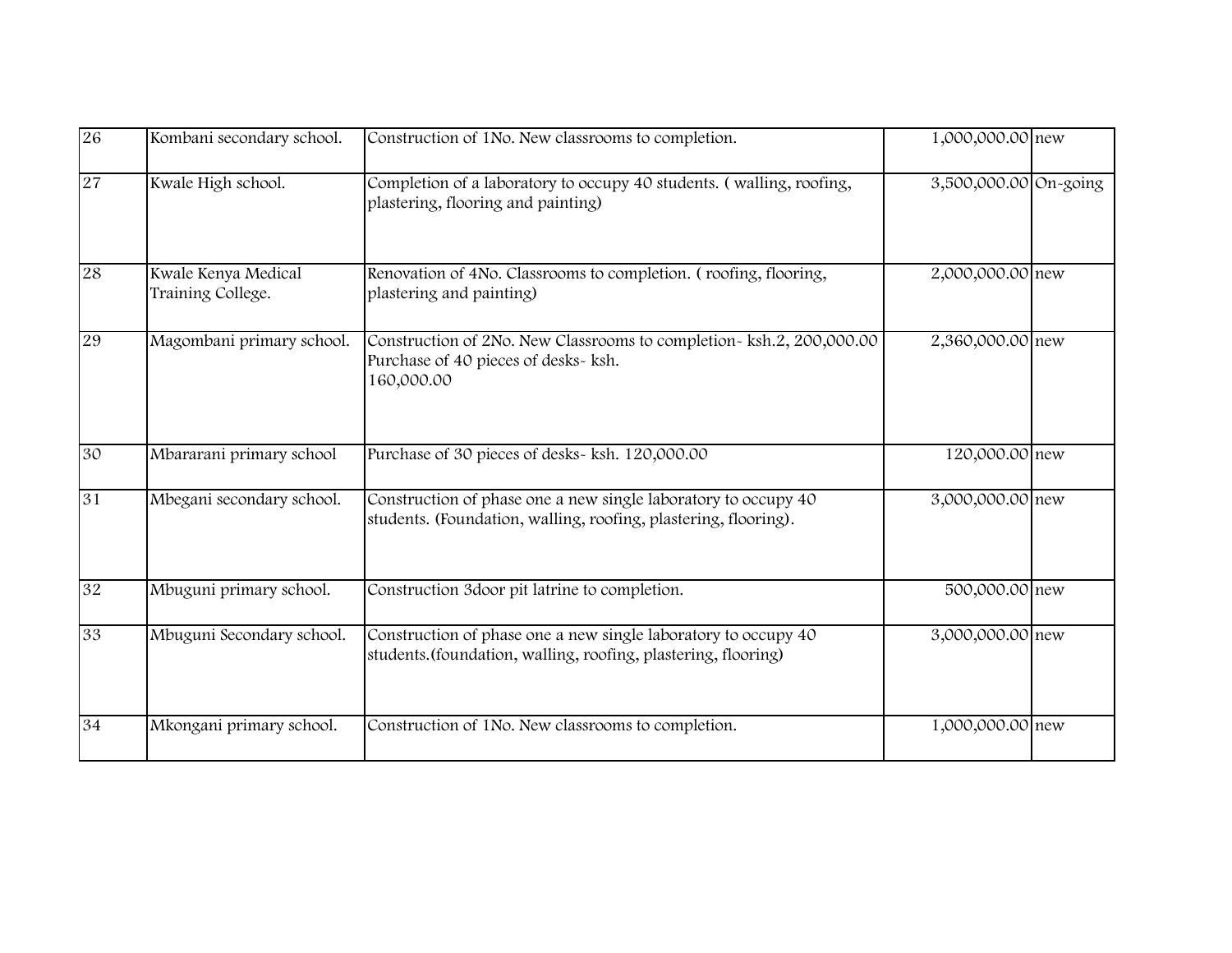| 26 | Kombani secondary school. | Construction of 1No. New classrooms to completion. | 1,000,000.00 | new |
|---|---|---|---|---|
| 27 | Kwale High school. | Completion of a laboratory to occupy 40 students. ( walling, roofing, plastering, flooring and painting) | 3,500,000.00 | On-going |
| 28 | Kwale Kenya Medical Training College. | Renovation of 4No. Classrooms to completion. ( roofing, flooring, plastering and painting) | 2,000,000.00 | new |
| 29 | Magombani primary school. | Construction of 2No. New Classrooms to completion- ksh.2, 200,000.00 Purchase of 40 pieces of desks- ksh. 160,000.00 | 2,360,000.00 | new |
| 30 | Mbararani primary school | Purchase of 30 pieces of desks- ksh. 120,000.00 | 120,000.00 | new |
| 31 | Mbegani secondary school. | Construction of phase one a new single laboratory to occupy 40 students. (Foundation, walling, roofing, plastering, flooring). | 3,000,000.00 | new |
| 32 | Mbuguni primary school. | Construction 3door pit latrine to completion. | 500,000.00 | new |
| 33 | Mbuguni Secondary school. | Construction of phase one a new single laboratory to occupy 40 students.(foundation, walling, roofing, plastering, flooring) | 3,000,000.00 | new |
| 34 | Mkongani primary school. | Construction of 1No. New classrooms to completion. | 1,000,000.00 | new |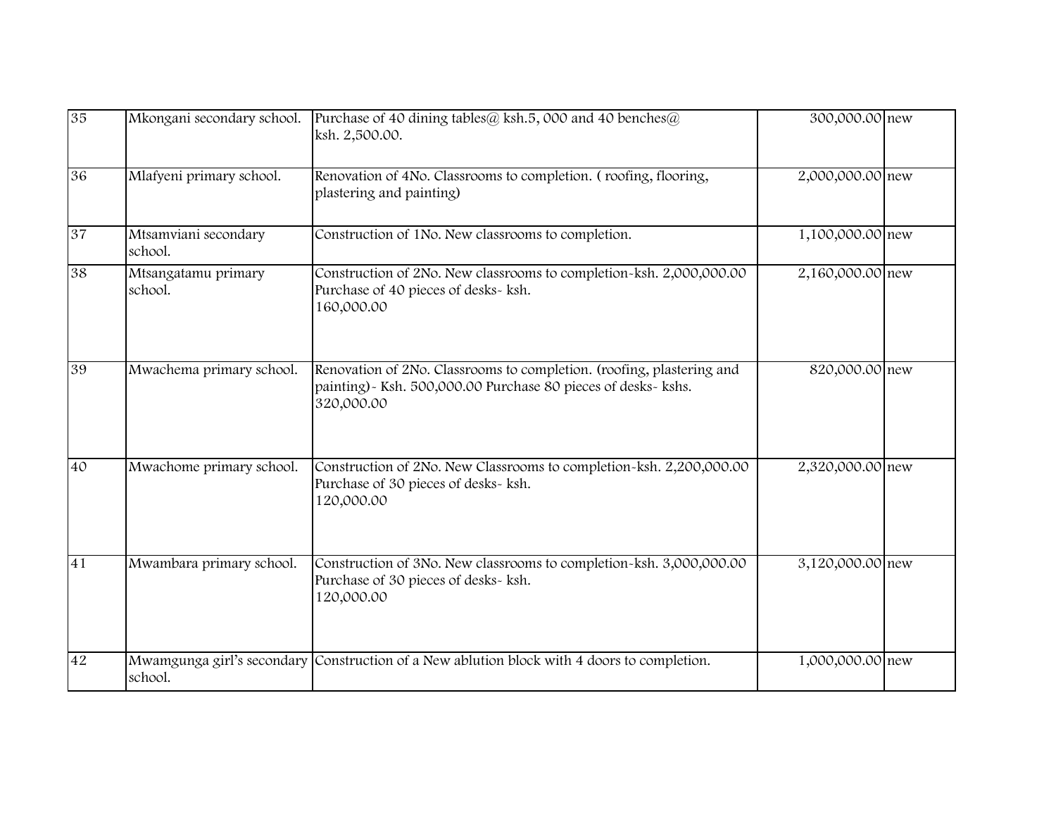| | | | | |
|---|---|---|---|---|
| 35 | Mkongani secondary school. | Purchase of 40 dining tables@ ksh.5, 000 and 40 benches@ ksh. 2,500.00. | 300,000.00 | new |
| 36 | Mlafyeni primary school. | Renovation of 4No. Classrooms to completion. ( roofing, flooring, plastering and painting) | 2,000,000.00 | new |
| 37 | Mtsamviani secondary school. | Construction of 1No. New classrooms to completion. | 1,100,000.00 | new |
| 38 | Mtsangatamu primary school. | Construction of 2No. New classrooms to completion-ksh. 2,000,000.00 Purchase of 40 pieces of desks- ksh. 160,000.00 | 2,160,000.00 | new |
| 39 | Mwachema primary school. | Renovation of 2No. Classrooms to completion. (roofing, plastering and painting)- Ksh. 500,000.00 Purchase 80 pieces of desks- kshs. 320,000.00 | 820,000.00 | new |
| 40 | Mwachome primary school. | Construction of 2No. New Classrooms to completion-ksh. 2,200,000.00 Purchase of 30 pieces of desks- ksh. 120,000.00 | 2,320,000.00 | new |
| 41 | Mwambara primary school. | Construction of 3No. New classrooms to completion-ksh. 3,000,000.00 Purchase of 30 pieces of desks- ksh. 120,000.00 | 3,120,000.00 | new |
| 42 | Mwamgunga girl's secondary school. | Construction of a New ablution block with 4 doors to completion. | 1,000,000.00 | new |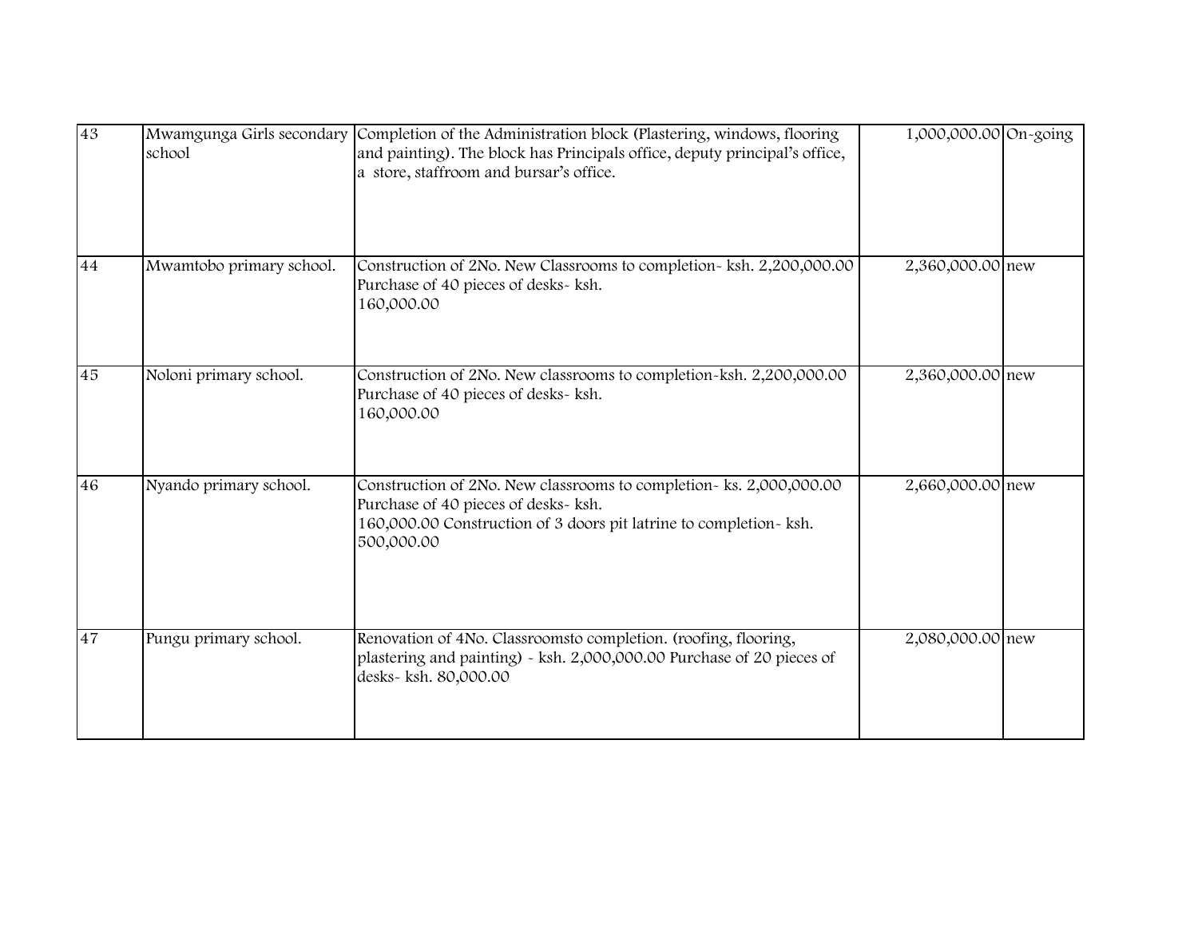| 43 | Mwamgunga Girls secondary school | Completion of the Administration block (Plastering, windows, flooring and painting). The block has Principals office, deputy principal's office, a store, staffroom and bursar's office. | 1,000,000.00 | On-going |
|---|---|---|---|---|
| 44 | Mwamtobo primary school. | Construction of 2No. New Classrooms to completion- ksh. 2,200,000.00 Purchase of 40 pieces of desks- ksh. 160,000.00 | 2,360,000.00 | new |
| 45 | Noloni primary school. | Construction of 2No. New classrooms to completion-ksh. 2,200,000.00 Purchase of 40 pieces of desks- ksh. 160,000.00 | 2,360,000.00 | new |
| 46 | Nyando primary school. | Construction of 2No. New classrooms to completion- ks. 2,000,000.00 Purchase of 40 pieces of desks- ksh. 160,000.00 Construction of 3 doors pit latrine to completion- ksh. 500,000.00 | 2,660,000.00 | new |
| 47 | Pungu primary school. | Renovation of 4No. Classroomsto completion. (roofing, flooring, plastering and painting) - ksh. 2,000,000.00 Purchase of 20 pieces of desks- ksh. 80,000.00 | 2,080,000.00 | new |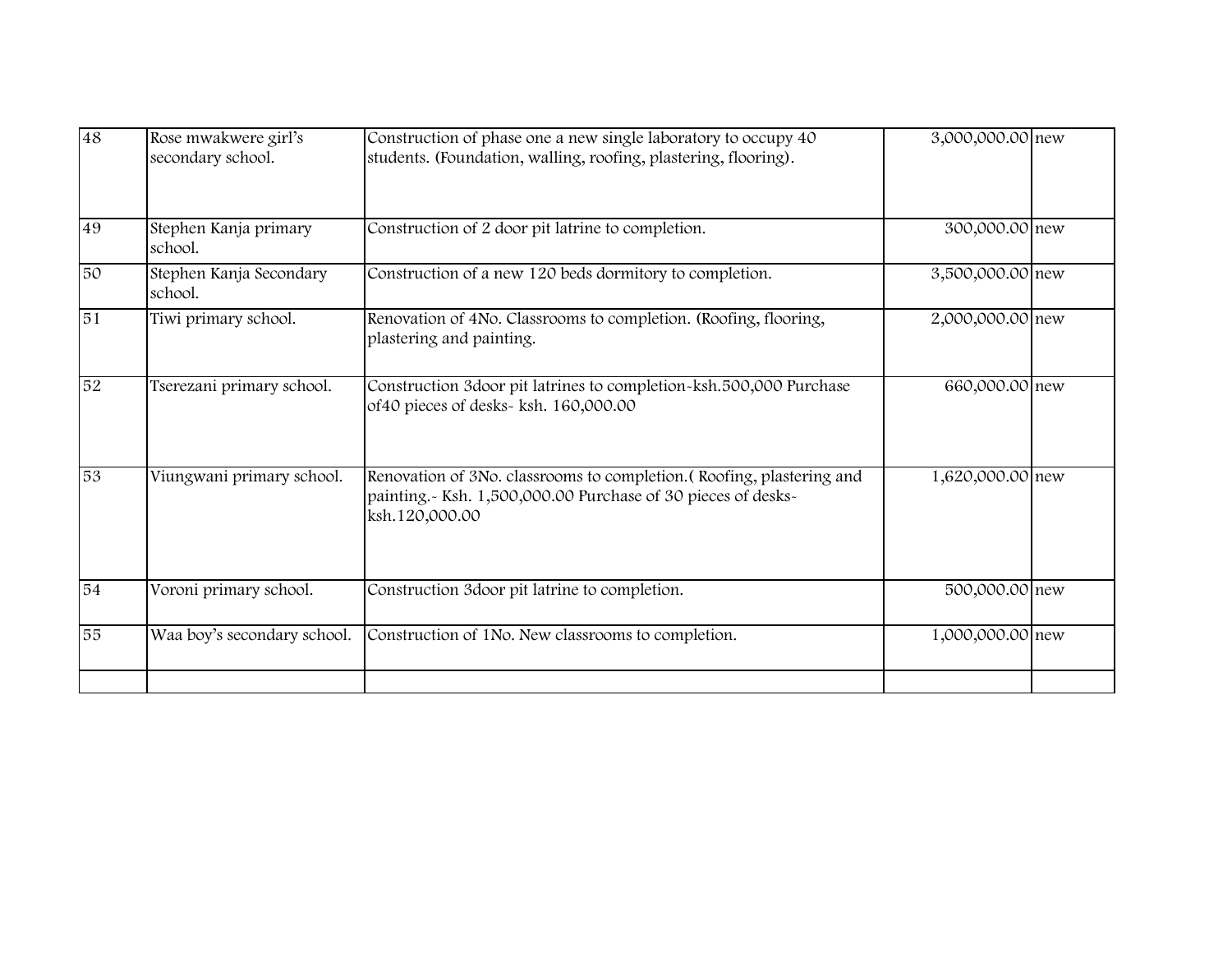|  |  |  |  |  |
| --- | --- | --- | --- | --- |
| 48 | Rose mwakwere girl's secondary school. | Construction of phase one a new single laboratory to occupy 40 students. (Foundation, walling, roofing, plastering, flooring). | 3,000,000.00 | new |
| 49 | Stephen Kanja primary school. | Construction of 2 door pit latrine to completion. | 300,000.00 | new |
| 50 | Stephen Kanja Secondary school. | Construction of a new 120 beds dormitory to completion. | 3,500,000.00 | new |
| 51 | Tiwi primary school. | Renovation of 4No. Classrooms to completion. (Roofing, flooring, plastering and painting. | 2,000,000.00 | new |
| 52 | Tserezani primary school. | Construction 3door pit latrines to completion-ksh.500,000 Purchase of40 pieces of desks- ksh. 160,000.00 | 660,000.00 | new |
| 53 | Viungwani primary school. | Renovation of 3No. classrooms to completion.( Roofing, plastering and painting.- Ksh. 1,500,000.00 Purchase of 30 pieces of desks- ksh.120,000.00 | 1,620,000.00 | new |
| 54 | Voroni primary school. | Construction 3door pit latrine to completion. | 500,000.00 | new |
| 55 | Waa boy's secondary school. | Construction of 1No. New classrooms to completion. | 1,000,000.00 | new |
|  |  |  |  |  |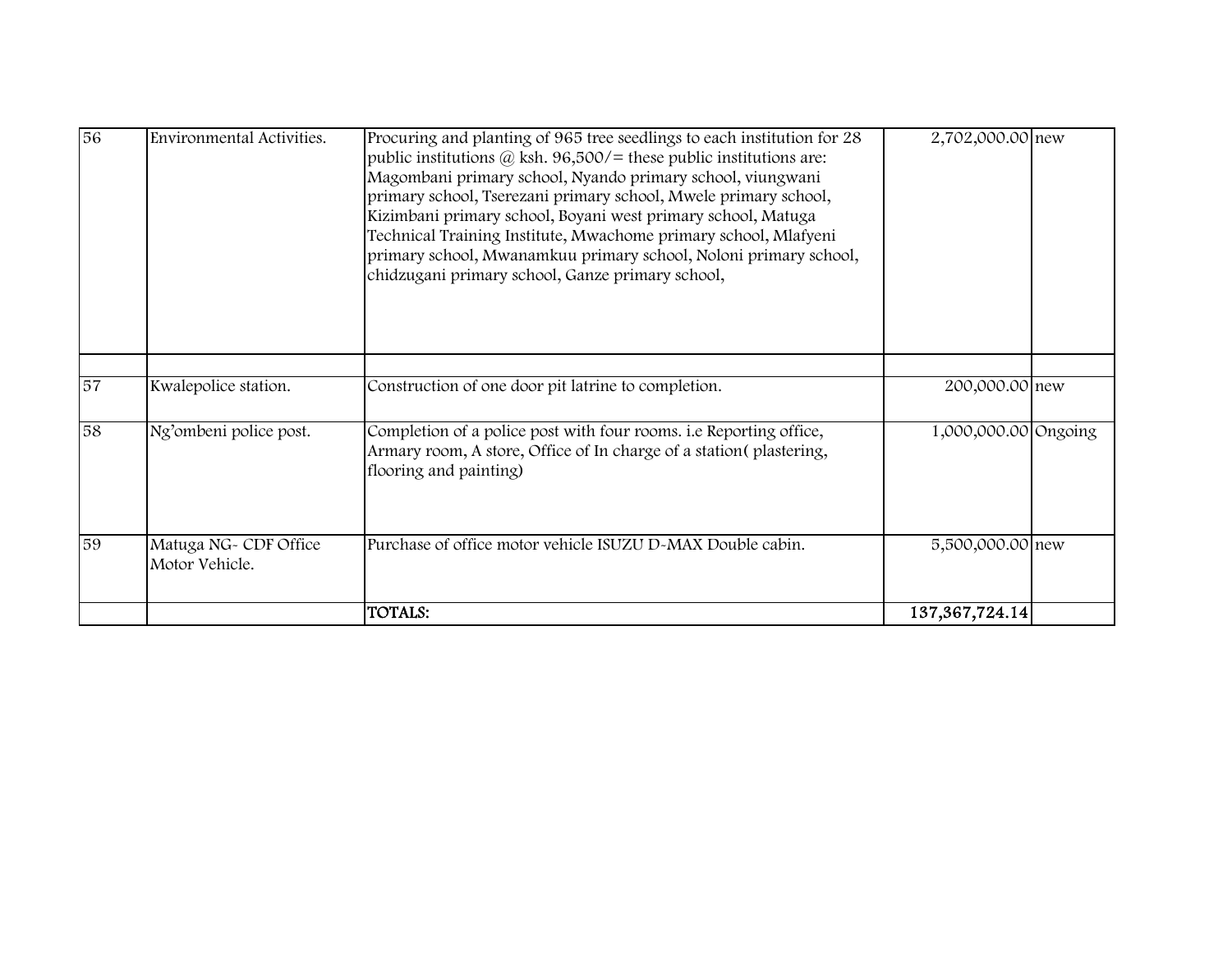| | | | | |
|---|---|---|---|---|
| 56 | Environmental Activities. | Procuring and planting of 965 tree seedlings to each institution for 28 public institutions @ ksh. 96,500/= these public institutions are: Magombani primary school, Nyando primary school, viungwani primary school, Tserezani primary school, Mwele primary school, Kizimbani primary school, Boyani west primary school, Matuga Technical Training Institute, Mwachome primary school, Mlafyeni primary school, Mwanamkuu primary school, Noloni primary school, chidzugani primary school, Ganze primary school, | 2,702,000.00 | new |
| | | | | |
| 57 | Kwalepolice station. | Construction of one door pit latrine to completion. | 200,000.00 | new |
| 58 | Ng'ombeni police post. | Completion of a police post with four rooms. i.e Reporting office, Armary room, A store, Office of In charge of a station( plastering, flooring and painting) | 1,000,000.00 | Ongoing |
| 59 | Matuga NG- CDF Office Motor Vehicle. | Purchase of office motor vehicle ISUZU D-MAX Double cabin. | 5,500,000.00 | new |
| | | TOTALS: | 137,367,724.14 | |